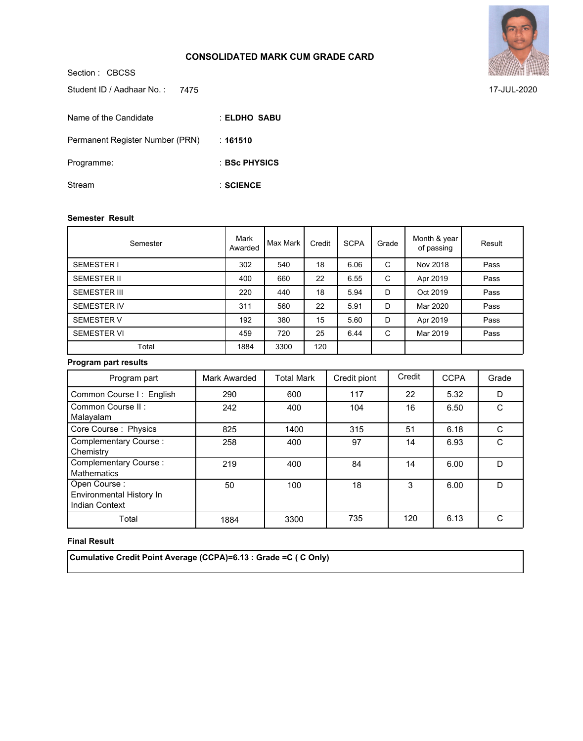## CONSOLIDATED MARK CUM GRADE CARD

Section : CBCSS

Student ID / Aadhaar No. : 7475

17-JUL-2020

Name of the Candidate : **ELDHO SABU**

Permanent Register Number (PRN) : **161510**

Programme: : **BSc PHYSICS**

Stream : **SCIENCE**

**Semester Result**

| Semester | Mark Awarded | Max Mark | Credit | SCPA | Grade | Month & year of passing | Result |
|---|---|---|---|---|---|---|---|
| SEMESTER I | 302 | 540 | 18 | 6.06 | C | Nov 2018 | Pass |
| SEMESTER II | 400 | 660 | 22 | 6.55 | C | Apr 2019 | Pass |
| SEMESTER III | 220 | 440 | 18 | 5.94 | D | Oct 2019 | Pass |
| SEMESTER IV | 311 | 560 | 22 | 5.91 | D | Mar 2020 | Pass |
| SEMESTER V | 192 | 380 | 15 | 5.60 | D | Apr 2019 | Pass |
| SEMESTER VI | 459 | 720 | 25 | 6.44 | C | Mar 2019 | Pass |
| Total | 1884 | 3300 | 120 | | | | |

**Program part results**

| Program part | Mark Awarded | Total Mark | Credit piont | Credit | CCPA | Grade |
|---|---|---|---|---|---|---|
| Common Course I : English | 290 | 600 | 117 | 22 | 5.32 | D |
| Common Course II : Malayalam | 242 | 400 | 104 | 16 | 6.50 | C |
| Core Course : Physics | 825 | 1400 | 315 | 51 | 6.18 | C |
| Complementary Course : Chemistry | 258 | 400 | 97 | 14 | 6.93 | C |
| Complementary Course : Mathematics | 219 | 400 | 84 | 14 | 6.00 | D |
| Open Course : Environmental History In Indian Context | 50 | 100 | 18 | 3 | 6.00 | D |
| Total | 1884 | 3300 | 735 | 120 | 6.13 | C |

**Final Result**

**Cumulative Credit Point Average (CCPA)=6.13 : Grade =C ( C Only)**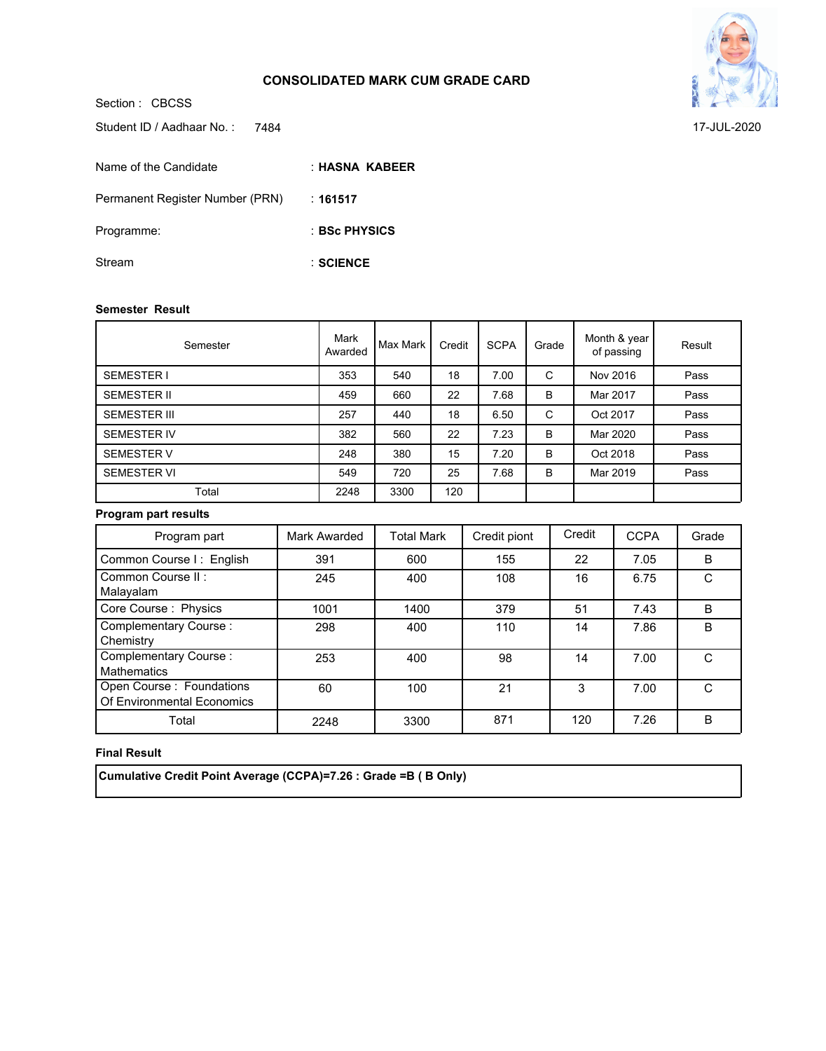# CONSOLIDATED MARK CUM GRADE CARD

Section : CBCSS

Student ID / Aadhaar No. : 7484

17-JUL-2020

Name of the Candidate : **HASNA KABEER**

Permanent Register Number (PRN) : **161517**

Programme: : **BSc PHYSICS**

Stream : **SCIENCE**

**Semester Result**

| Semester | Mark Awarded | Max Mark | Credit | SCPA | Grade | Month & year of passing | Result |
|---|---|---|---|---|---|---|---|
| SEMESTER I | 353 | 540 | 18 | 7.00 | C | Nov 2016 | Pass |
| SEMESTER II | 459 | 660 | 22 | 7.68 | B | Mar 2017 | Pass |
| SEMESTER III | 257 | 440 | 18 | 6.50 | C | Oct 2017 | Pass |
| SEMESTER IV | 382 | 560 | 22 | 7.23 | B | Mar 2020 | Pass |
| SEMESTER V | 248 | 380 | 15 | 7.20 | B | Oct 2018 | Pass |
| SEMESTER VI | 549 | 720 | 25 | 7.68 | B | Mar 2019 | Pass |
| Total | 2248 | 3300 | 120 | | | | |

**Program part results**

| Program part | Mark Awarded | Total Mark | Credit piont | Credit | CCPA | Grade |
|---|---|---|---|---|---|---|
| Common Course I : English | 391 | 600 | 155 | 22 | 7.05 | B |
| Common Course II : Malayalam | 245 | 400 | 108 | 16 | 6.75 | C |
| Core Course : Physics | 1001 | 1400 | 379 | 51 | 7.43 | B |
| Complementary Course : Chemistry | 298 | 400 | 110 | 14 | 7.86 | B |
| Complementary Course : Mathematics | 253 | 400 | 98 | 14 | 7.00 | C |
| Open Course : Foundations Of Environmental Economics | 60 | 100 | 21 | 3 | 7.00 | C |
| Total | 2248 | 3300 | 871 | 120 | 7.26 | B |

**Final Result**

**Cumulative Credit Point Average (CCPA)=7.26 : Grade =B ( B Only)**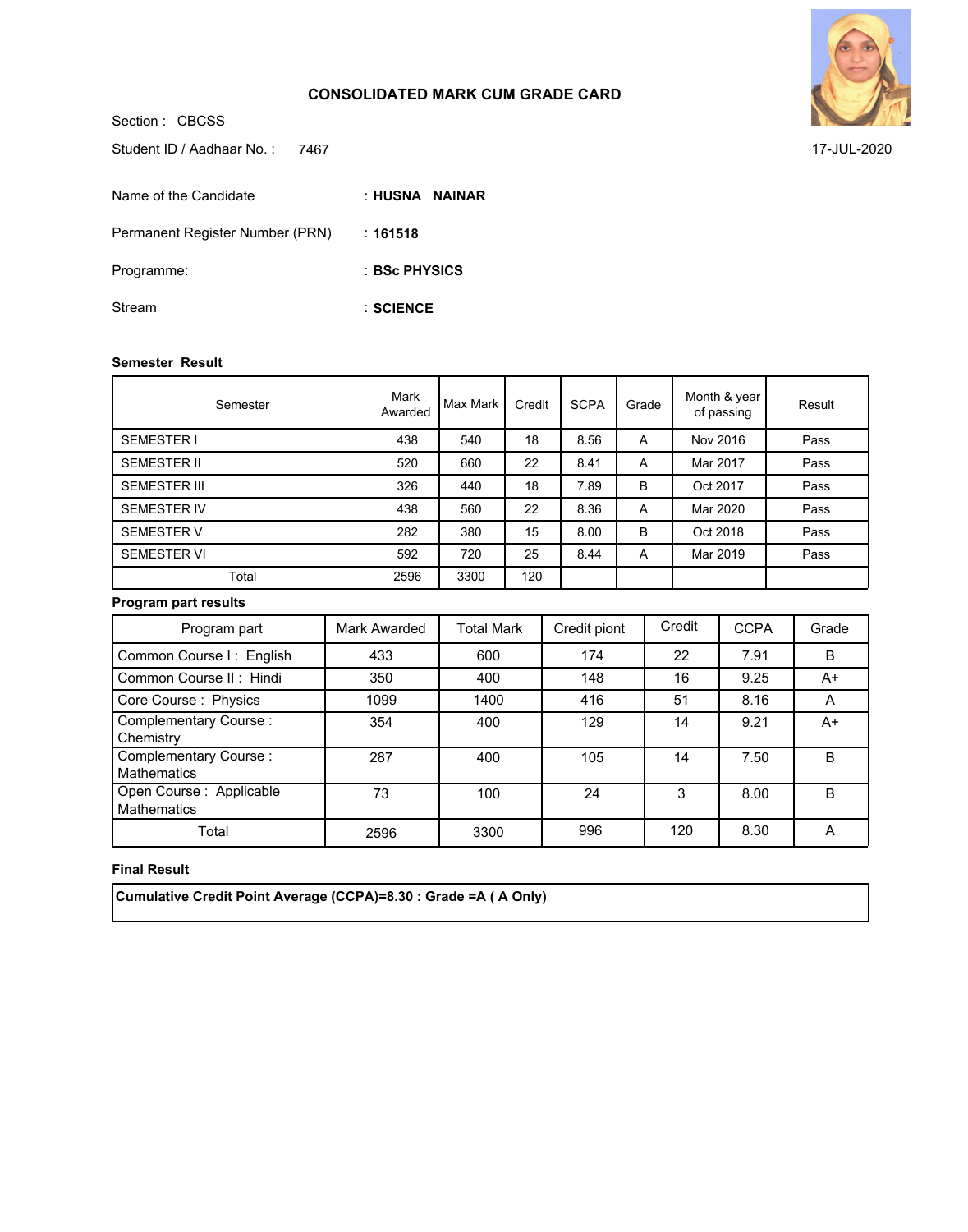# CONSOLIDATED MARK CUM GRADE CARD

Section : CBCSS

Student ID / Aadhaar No. : 7467

17-JUL-2020

Name of the Candidate : **HUSNA NAINAR**

Permanent Register Number (PRN) : **161518**

Programme: : **BSc PHYSICS**

Stream : **SCIENCE**

**Semester Result**

| Semester | Mark Awarded | Max Mark | Credit | SCPA | Grade | Month & year of passing | Result |
|---|---|---|---|---|---|---|---|
| SEMESTER I | 438 | 540 | 18 | 8.56 | A | Nov 2016 | Pass |
| SEMESTER II | 520 | 660 | 22 | 8.41 | A | Mar 2017 | Pass |
| SEMESTER III | 326 | 440 | 18 | 7.89 | B | Oct 2017 | Pass |
| SEMESTER IV | 438 | 560 | 22 | 8.36 | A | Mar 2020 | Pass |
| SEMESTER V | 282 | 380 | 15 | 8.00 | B | Oct 2018 | Pass |
| SEMESTER VI | 592 | 720 | 25 | 8.44 | A | Mar 2019 | Pass |
| Total | 2596 | 3300 | 120 | | | | |

**Program part results**

| Program part | Mark Awarded | Total Mark | Credit piont | Credit | CCPA | Grade |
|---|---|---|---|---|---|---|
| Common Course I : English | 433 | 600 | 174 | 22 | 7.91 | B |
| Common Course II : Hindi | 350 | 400 | 148 | 16 | 9.25 | A+ |
| Core Course : Physics | 1099 | 1400 | 416 | 51 | 8.16 | A |
| Complementary Course : Chemistry | 354 | 400 | 129 | 14 | 9.21 | A+ |
| Complementary Course : Mathematics | 287 | 400 | 105 | 14 | 7.50 | B |
| Open Course : Applicable Mathematics | 73 | 100 | 24 | 3 | 8.00 | B |
| Total | 2596 | 3300 | 996 | 120 | 8.30 | A |

**Final Result**

**Cumulative Credit Point Average (CCPA)=8.30 : Grade =A ( A Only)**